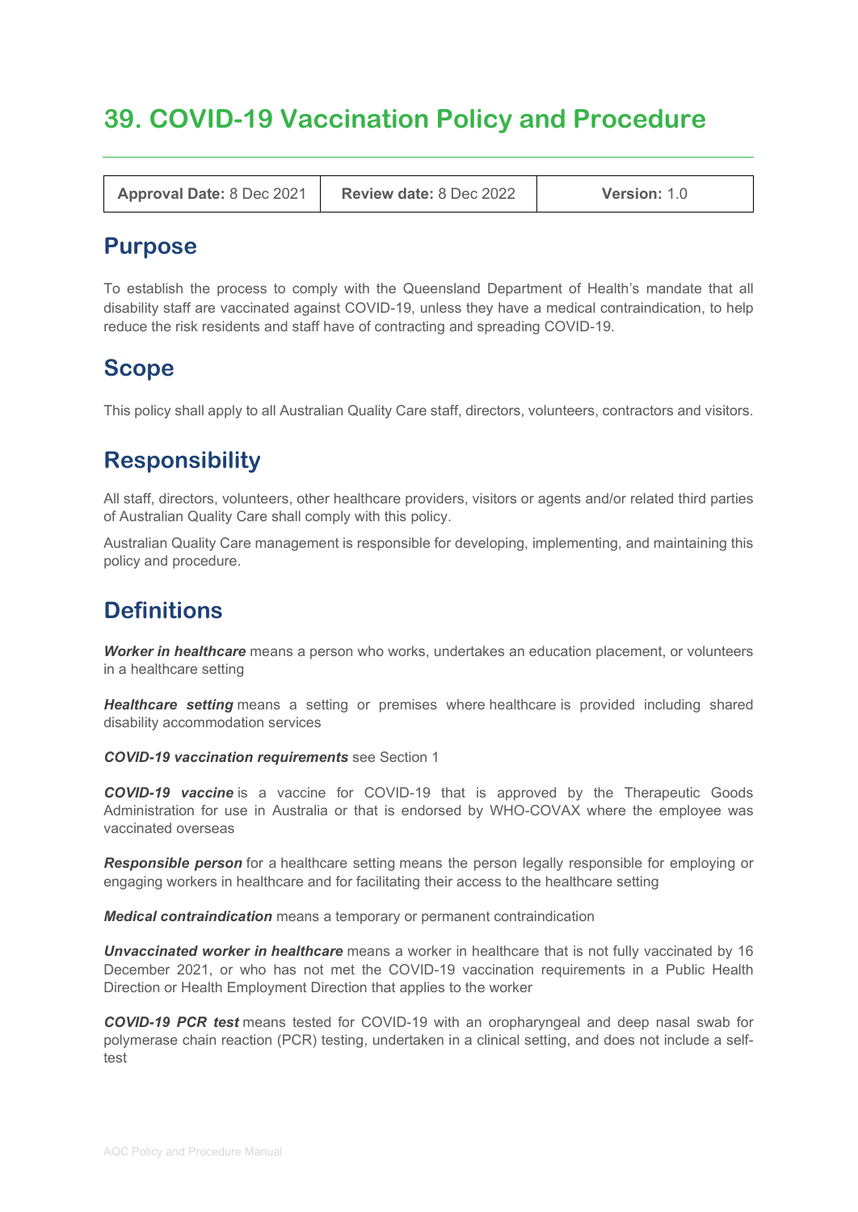# 39. COVID-19 Vaccination Policy and Procedure

| Approval Date: 8 Dec 2021 | Review date: 8 Dec 2022 | Version: 1.0 |
|---|---|---|

## Purpose

To establish the process to comply with the Queensland Department of Health's mandate that all disability staff are vaccinated against COVID-19, unless they have a medical contraindication, to help reduce the risk residents and staff have of contracting and spreading COVID-19.

## Scope

This policy shall apply to all Australian Quality Care staff, directors, volunteers, contractors and visitors.

## Responsibility

All staff, directors, volunteers, other healthcare providers, visitors or agents and/or related third parties of Australian Quality Care shall comply with this policy.

Australian Quality Care management is responsible for developing, implementing, and maintaining this policy and procedure.

## Definitions

***Worker in healthcare*** means a person who works, undertakes an education placement, or volunteers in a healthcare setting

***Healthcare setting*** means a setting or premises where healthcare is provided including shared disability accommodation services

***COVID-19 vaccination requirements*** see Section 1

***COVID-19 vaccine*** is a vaccine for COVID-19 that is approved by the Therapeutic Goods Administration for use in Australia or that is endorsed by WHO-COVAX where the employee was vaccinated overseas

***Responsible person*** for a healthcare setting means the person legally responsible for employing or engaging workers in healthcare and for facilitating their access to the healthcare setting

***Medical contraindication*** means a temporary or permanent contraindication

***Unvaccinated worker in healthcare*** means a worker in healthcare that is not fully vaccinated by 16 December 2021, or who has not met the COVID-19 vaccination requirements in a Public Health Direction or Health Employment Direction that applies to the worker

***COVID-19 PCR test*** means tested for COVID-19 with an oropharyngeal and deep nasal swab for polymerase chain reaction (PCR) testing, undertaken in a clinical setting, and does not include a self-test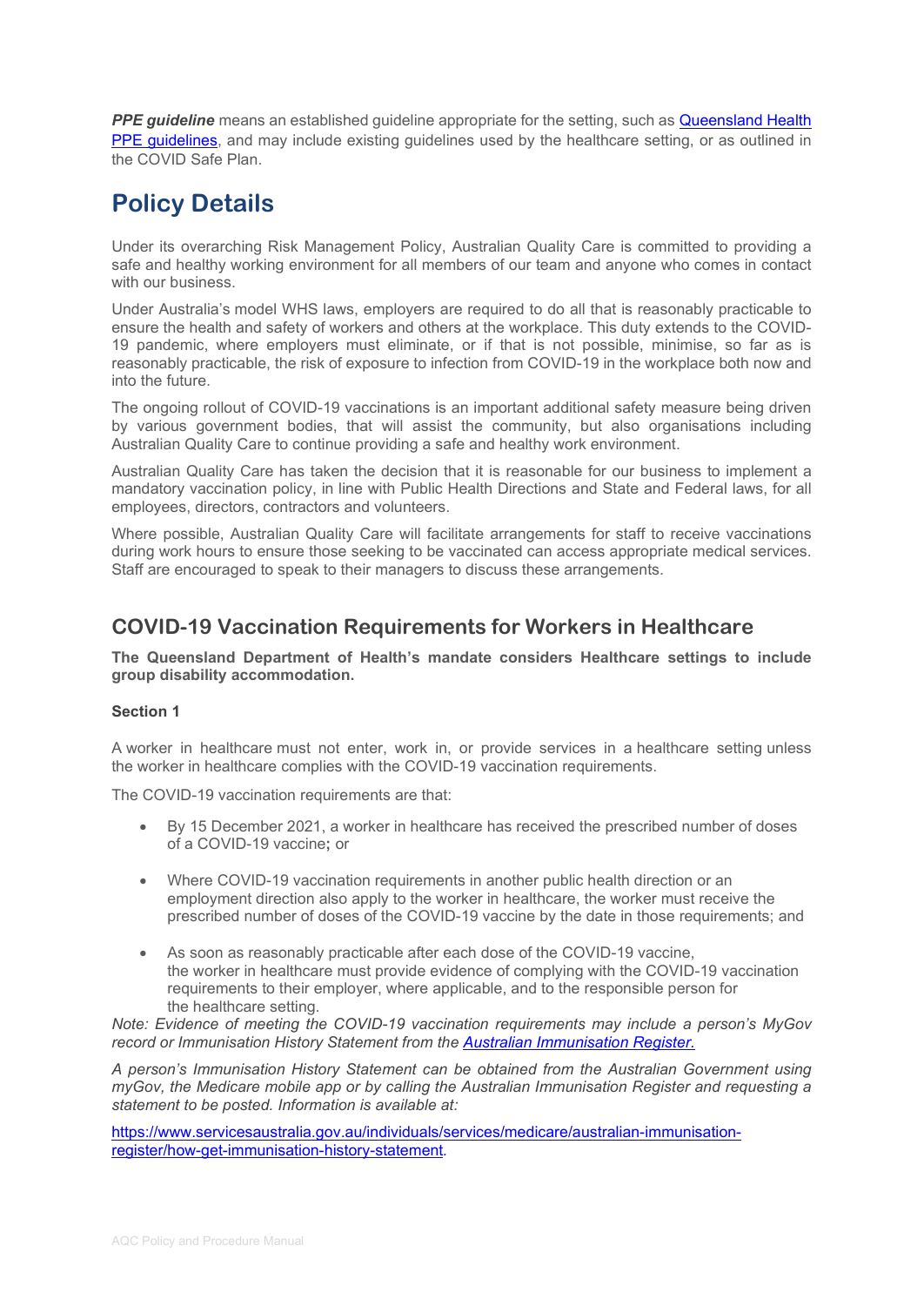***PPE guideline*** means an established guideline appropriate for the setting, such as [Queensland Health PPE guidelines](), and may include existing guidelines used by the healthcare setting, or as outlined in the COVID Safe Plan.

# Policy Details

Under its overarching Risk Management Policy, Australian Quality Care is committed to providing a safe and healthy working environment for all members of our team and anyone who comes in contact with our business.

Under Australia's model WHS laws, employers are required to do all that is reasonably practicable to ensure the health and safety of workers and others at the workplace. This duty extends to the COVID-19 pandemic, where employers must eliminate, or if that is not possible, minimise, so far as is reasonably practicable, the risk of exposure to infection from COVID-19 in the workplace both now and into the future.

The ongoing rollout of COVID-19 vaccinations is an important additional safety measure being driven by various government bodies, that will assist the community, but also organisations including Australian Quality Care to continue providing a safe and healthy work environment.

Australian Quality Care has taken the decision that it is reasonable for our business to implement a mandatory vaccination policy, in line with Public Health Directions and State and Federal laws, for all employees, directors, contractors and volunteers.

Where possible, Australian Quality Care will facilitate arrangements for staff to receive vaccinations during work hours to ensure those seeking to be vaccinated can access appropriate medical services. Staff are encouraged to speak to their managers to discuss these arrangements.

## COVID-19 Vaccination Requirements for Workers in Healthcare

**The Queensland Department of Health's mandate considers Healthcare settings to include group disability accommodation.**

**Section 1**

A worker in healthcare must not enter, work in, or provide services in a healthcare setting unless the worker in healthcare complies with the COVID-19 vaccination requirements.

The COVID-19 vaccination requirements are that:

- By 15 December 2021, a worker in healthcare has received the prescribed number of doses of a COVID-19 vaccine**;** or
- Where COVID-19 vaccination requirements in another public health direction or an employment direction also apply to the worker in healthcare, the worker must receive the prescribed number of doses of the COVID-19 vaccine by the date in those requirements; and
- As soon as reasonably practicable after each dose of the COVID-19 vaccine, the worker in healthcare must provide evidence of complying with the COVID-19 vaccination requirements to their employer, where applicable, and to the responsible person for the healthcare setting.

*Note: Evidence of meeting the COVID-19 vaccination requirements may include a person's MyGov record or Immunisation History Statement from the [Australian Immunisation Register.]()*

*A person's Immunisation History Statement can be obtained from the Australian Government using myGov, the Medicare mobile app or by calling the Australian Immunisation Register and requesting a statement to be posted. Information is available at:*

[https://www.servicesaustralia.gov.au/individuals/services/medicare/australian-immunisation-register/how-get-immunisation-history-statement](https://www.servicesaustralia.gov.au/individuals/services/medicare/australian-immunisation-register/how-get-immunisation-history-statement).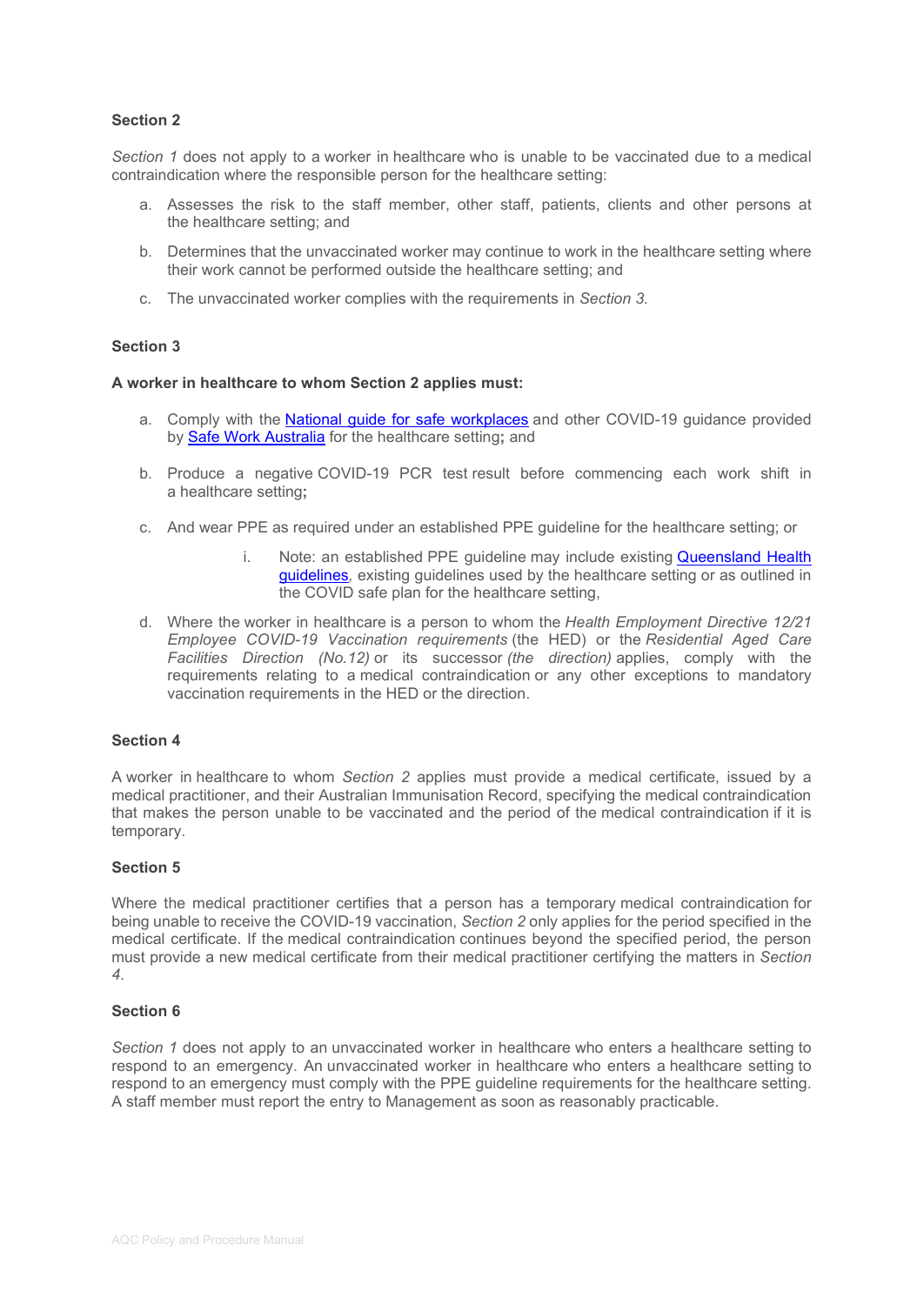**Section 2**

*Section 1* does not apply to a worker in healthcare who is unable to be vaccinated due to a medical contraindication where the responsible person for the healthcare setting:

a. Assesses the risk to the staff member, other staff, patients, clients and other persons at the healthcare setting; and

b. Determines that the unvaccinated worker may continue to work in the healthcare setting where their work cannot be performed outside the healthcare setting; and

c. The unvaccinated worker complies with the requirements in *Section 3.*

**Section 3**

**A worker in healthcare to whom Section 2 applies must:**

a. Comply with the National guide for safe workplaces and other COVID-19 guidance provided by Safe Work Australia for the healthcare setting**;** and

b. Produce a negative COVID-19 PCR test result before commencing each work shift in a healthcare setting**;**

c. And wear PPE as required under an established PPE guideline for the healthcare setting; or

   i. Note: an established PPE guideline may include existing Queensland Health guidelines, existing guidelines used by the healthcare setting or as outlined in the COVID safe plan for the healthcare setting,

d. Where the worker in healthcare is a person to whom the *Health Employment Directive 12/21 Employee COVID-19 Vaccination requirements* (the HED) or the *Residential Aged Care Facilities Direction (No.12)* or its successor *(the direction)* applies, comply with the requirements relating to a medical contraindication or any other exceptions to mandatory vaccination requirements in the HED or the direction.

**Section 4**

A worker in healthcare to whom *Section 2* applies must provide a medical certificate, issued by a medical practitioner, and their Australian Immunisation Record, specifying the medical contraindication that makes the person unable to be vaccinated and the period of the medical contraindication if it is temporary.

**Section 5**

Where the medical practitioner certifies that a person has a temporary medical contraindication for being unable to receive the COVID-19 vaccination, *Section 2* only applies for the period specified in the medical certificate. If the medical contraindication continues beyond the specified period, the person must provide a new medical certificate from their medical practitioner certifying the matters in *Section 4*.

**Section 6**

*Section 1* does not apply to an unvaccinated worker in healthcare who enters a healthcare setting to respond to an emergency. An unvaccinated worker in healthcare who enters a healthcare setting to respond to an emergency must comply with the PPE guideline requirements for the healthcare setting. A staff member must report the entry to Management as soon as reasonably practicable.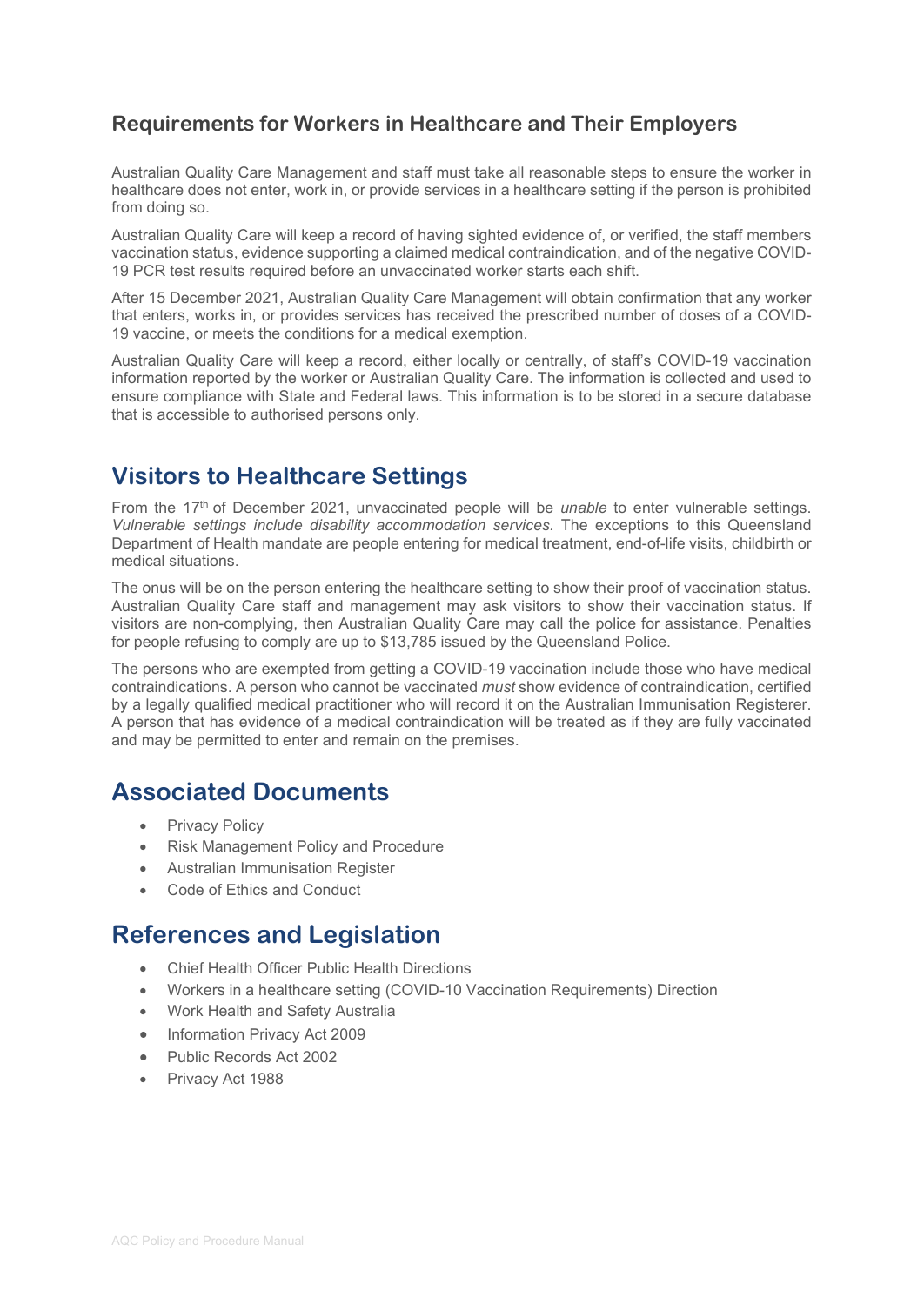### Requirements for Workers in Healthcare and Their Employers

Australian Quality Care Management and staff must take all reasonable steps to ensure the worker in healthcare does not enter, work in, or provide services in a healthcare setting if the person is prohibited from doing so.

Australian Quality Care will keep a record of having sighted evidence of, or verified, the staff members vaccination status, evidence supporting a claimed medical contraindication, and of the negative COVID-19 PCR test results required before an unvaccinated worker starts each shift.

After 15 December 2021, Australian Quality Care Management will obtain confirmation that any worker that enters, works in, or provides services has received the prescribed number of doses of a COVID-19 vaccine, or meets the conditions for a medical exemption.

Australian Quality Care will keep a record, either locally or centrally, of staff's COVID-19 vaccination information reported by the worker or Australian Quality Care. The information is collected and used to ensure compliance with State and Federal laws. This information is to be stored in a secure database that is accessible to authorised persons only.

## Visitors to Healthcare Settings

From the 17th of December 2021, unvaccinated people will be *unable* to enter vulnerable settings. *Vulnerable settings include disability accommodation services.* The exceptions to this Queensland Department of Health mandate are people entering for medical treatment, end-of-life visits, childbirth or medical situations.

The onus will be on the person entering the healthcare setting to show their proof of vaccination status. Australian Quality Care staff and management may ask visitors to show their vaccination status. If visitors are non-complying, then Australian Quality Care may call the police for assistance. Penalties for people refusing to comply are up to $13,785 issued by the Queensland Police.

The persons who are exempted from getting a COVID-19 vaccination include those who have medical contraindications. A person who cannot be vaccinated *must* show evidence of contraindication, certified by a legally qualified medical practitioner who will record it on the Australian Immunisation Registerer. A person that has evidence of a medical contraindication will be treated as if they are fully vaccinated and may be permitted to enter and remain on the premises.

## Associated Documents

- Privacy Policy
- Risk Management Policy and Procedure
- Australian Immunisation Register
- Code of Ethics and Conduct

## References and Legislation

- Chief Health Officer Public Health Directions
- Workers in a healthcare setting (COVID-10 Vaccination Requirements) Direction
- Work Health and Safety Australia
- Information Privacy Act 2009
- Public Records Act 2002
- Privacy Act 1988